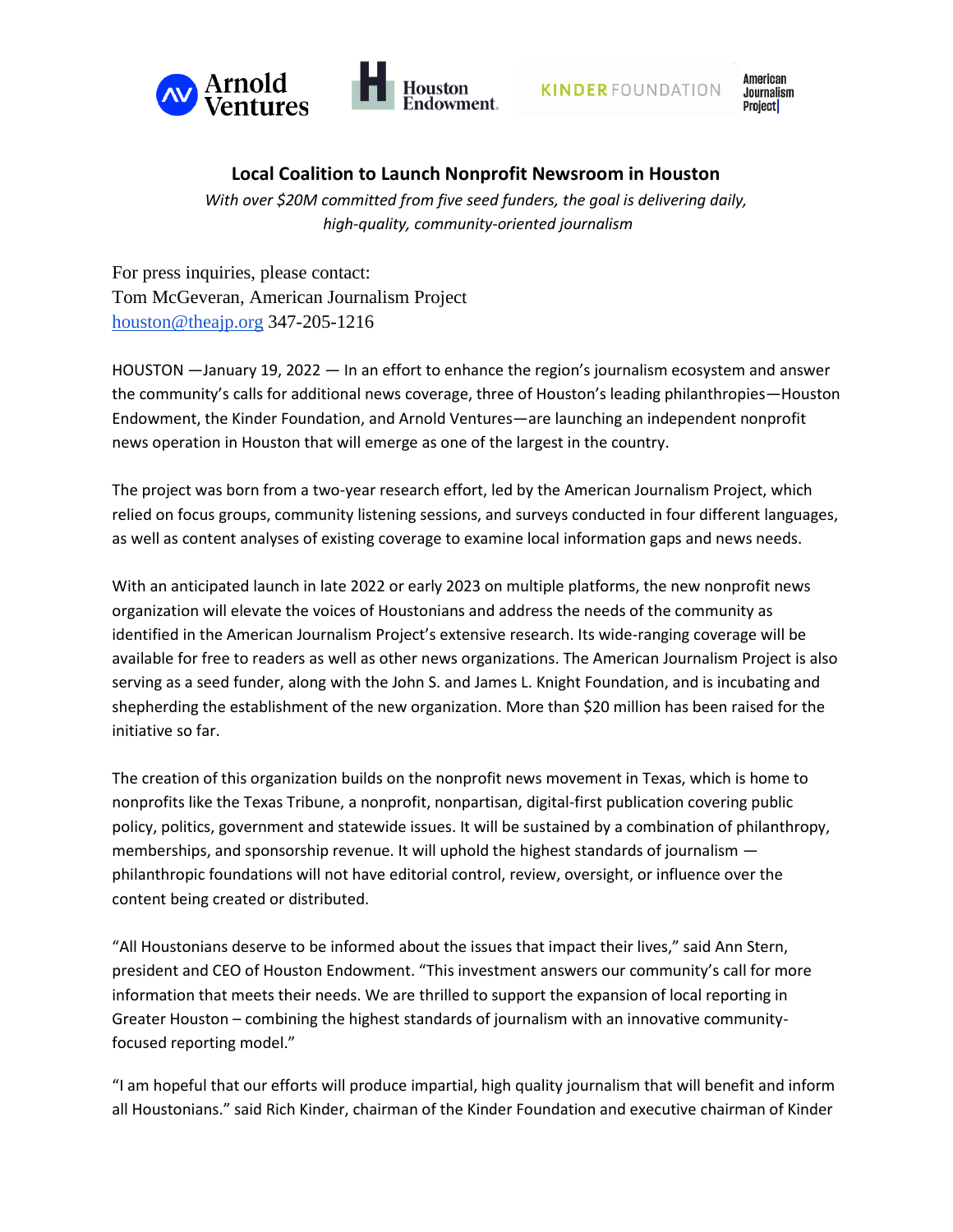## Local Coalition to Launch Nonprofit Newsroom in Houston

*With over $20M committed from five seed funders, the goal is delivering daily, high-quality, community-oriented journalism*

For press inquiries, please contact:
Tom McGeveran, American Journalism Project
houston@theajp.org 347-205-1216

HOUSTON —January 19, 2022 — In an effort to enhance the region's journalism ecosystem and answer the community's calls for additional news coverage, three of Houston's leading philanthropies—Houston Endowment, the Kinder Foundation, and Arnold Ventures—are launching an independent nonprofit news operation in Houston that will emerge as one of the largest in the country.

The project was born from a two-year research effort, led by the American Journalism Project, which relied on focus groups, community listening sessions, and surveys conducted in four different languages, as well as content analyses of existing coverage to examine local information gaps and news needs.

With an anticipated launch in late 2022 or early 2023 on multiple platforms, the new nonprofit news organization will elevate the voices of Houstonians and address the needs of the community as identified in the American Journalism Project's extensive research. Its wide-ranging coverage will be available for free to readers as well as other news organizations. The American Journalism Project is also serving as a seed funder, along with the John S. and James L. Knight Foundation, and is incubating and shepherding the establishment of the new organization. More than $20 million has been raised for the initiative so far.

The creation of this organization builds on the nonprofit news movement in Texas, which is home to nonprofits like the Texas Tribune, a nonprofit, nonpartisan, digital-first publication covering public policy, politics, government and statewide issues. It will be sustained by a combination of philanthropy, memberships, and sponsorship revenue. It will uphold the highest standards of journalism — philanthropic foundations will not have editorial control, review, oversight, or influence over the content being created or distributed.

"All Houstonians deserve to be informed about the issues that impact their lives," said Ann Stern, president and CEO of Houston Endowment. "This investment answers our community's call for more information that meets their needs. We are thrilled to support the expansion of local reporting in Greater Houston – combining the highest standards of journalism with an innovative community-focused reporting model."

"I am hopeful that our efforts will produce impartial, high quality journalism that will benefit and inform all Houstonians." said Rich Kinder, chairman of the Kinder Foundation and executive chairman of Kinder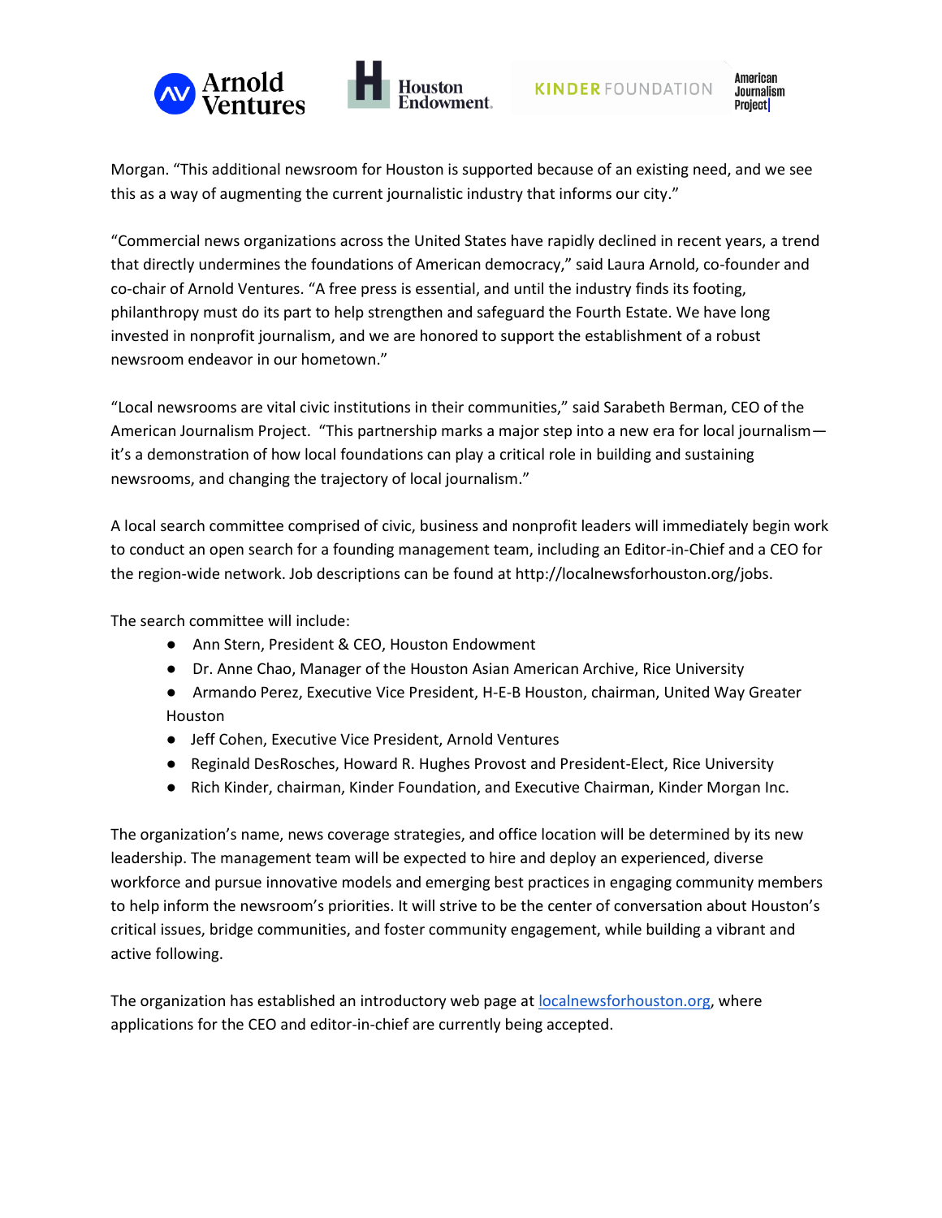Morgan. “This additional newsroom for Houston is supported because of an existing need, and we see this as a way of augmenting the current journalistic industry that informs our city.”

“Commercial news organizations across the United States have rapidly declined in recent years, a trend that directly undermines the foundations of American democracy,” said Laura Arnold, co-founder and co-chair of Arnold Ventures. “A free press is essential, and until the industry finds its footing, philanthropy must do its part to help strengthen and safeguard the Fourth Estate. We have long invested in nonprofit journalism, and we are honored to support the establishment of a robust newsroom endeavor in our hometown.”

“Local newsrooms are vital civic institutions in their communities,” said Sarabeth Berman, CEO of the American Journalism Project. “This partnership marks a major step into a new era for local journalism—it’s a demonstration of how local foundations can play a critical role in building and sustaining newsrooms, and changing the trajectory of local journalism.”

A local search committee comprised of civic, business and nonprofit leaders will immediately begin work to conduct an open search for a founding management team, including an Editor-in-Chief and a CEO for the region-wide network. Job descriptions can be found at http://localnewsforhouston.org/jobs.

The search committee will include:

- Ann Stern, President & CEO, Houston Endowment
- Dr. Anne Chao, Manager of the Houston Asian American Archive, Rice University
- Armando Perez, Executive Vice President, H-E-B Houston, chairman, United Way Greater Houston
- Jeff Cohen, Executive Vice President, Arnold Ventures
- Reginald DesRosches, Howard R. Hughes Provost and President-Elect, Rice University
- Rich Kinder, chairman, Kinder Foundation, and Executive Chairman, Kinder Morgan Inc.

The organization’s name, news coverage strategies, and office location will be determined by its new leadership. The management team will be expected to hire and deploy an experienced, diverse workforce and pursue innovative models and emerging best practices in engaging community members to help inform the newsroom’s priorities. It will strive to be the center of conversation about Houston’s critical issues, bridge communities, and foster community engagement, while building a vibrant and active following.

The organization has established an introductory web page at [localnewsforhouston.org](http://localnewsforhouston.org), where applications for the CEO and editor-in-chief are currently being accepted.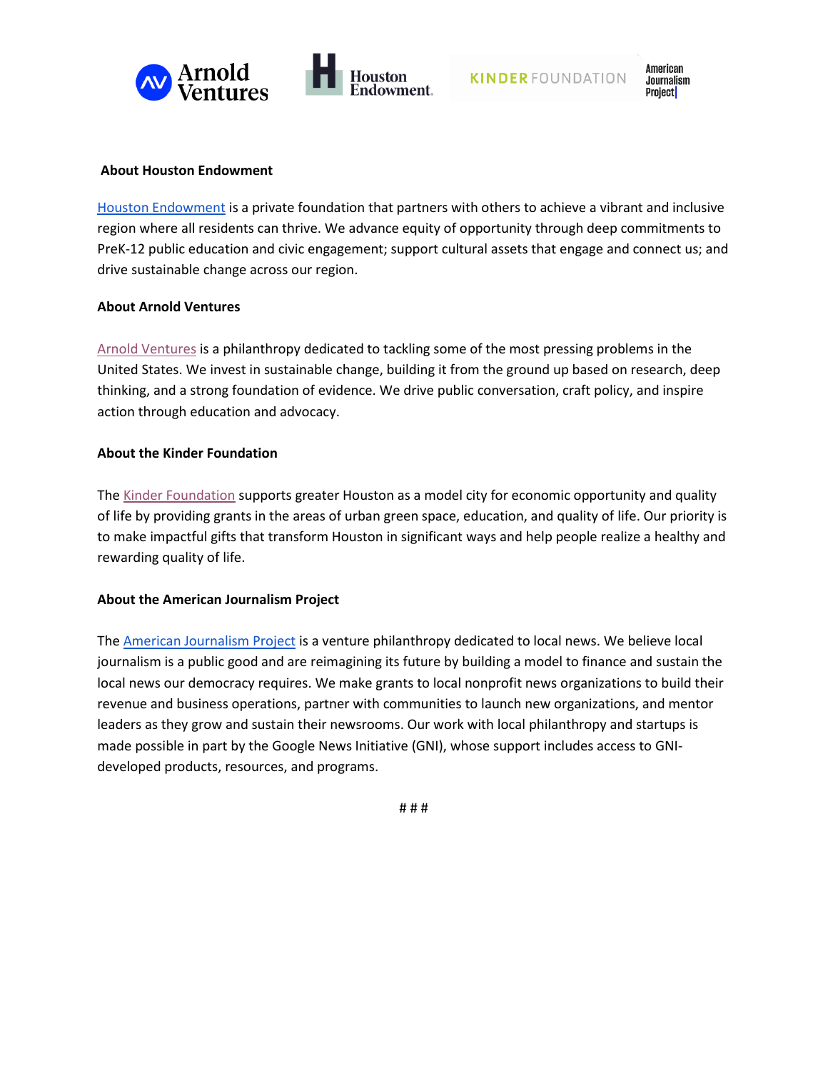**About Houston Endowment**

Houston Endowment is a private foundation that partners with others to achieve a vibrant and inclusive region where all residents can thrive. We advance equity of opportunity through deep commitments to PreK-12 public education and civic engagement; support cultural assets that engage and connect us; and drive sustainable change across our region.

**About Arnold Ventures**

Arnold Ventures is a philanthropy dedicated to tackling some of the most pressing problems in the United States. We invest in sustainable change, building it from the ground up based on research, deep thinking, and a strong foundation of evidence. We drive public conversation, craft policy, and inspire action through education and advocacy.

**About the Kinder Foundation**

The Kinder Foundation supports greater Houston as a model city for economic opportunity and quality of life by providing grants in the areas of urban green space, education, and quality of life. Our priority is to make impactful gifts that transform Houston in significant ways and help people realize a healthy and rewarding quality of life.

**About the American Journalism Project**

The American Journalism Project is a venture philanthropy dedicated to local news. We believe local journalism is a public good and are reimagining its future by building a model to finance and sustain the local news our democracy requires. We make grants to local nonprofit news organizations to build their revenue and business operations, partner with communities to launch new organizations, and mentor leaders as they grow and sustain their newsrooms. Our work with local philanthropy and startups is made possible in part by the Google News Initiative (GNI), whose support includes access to GNI-developed products, resources, and programs.

# # #